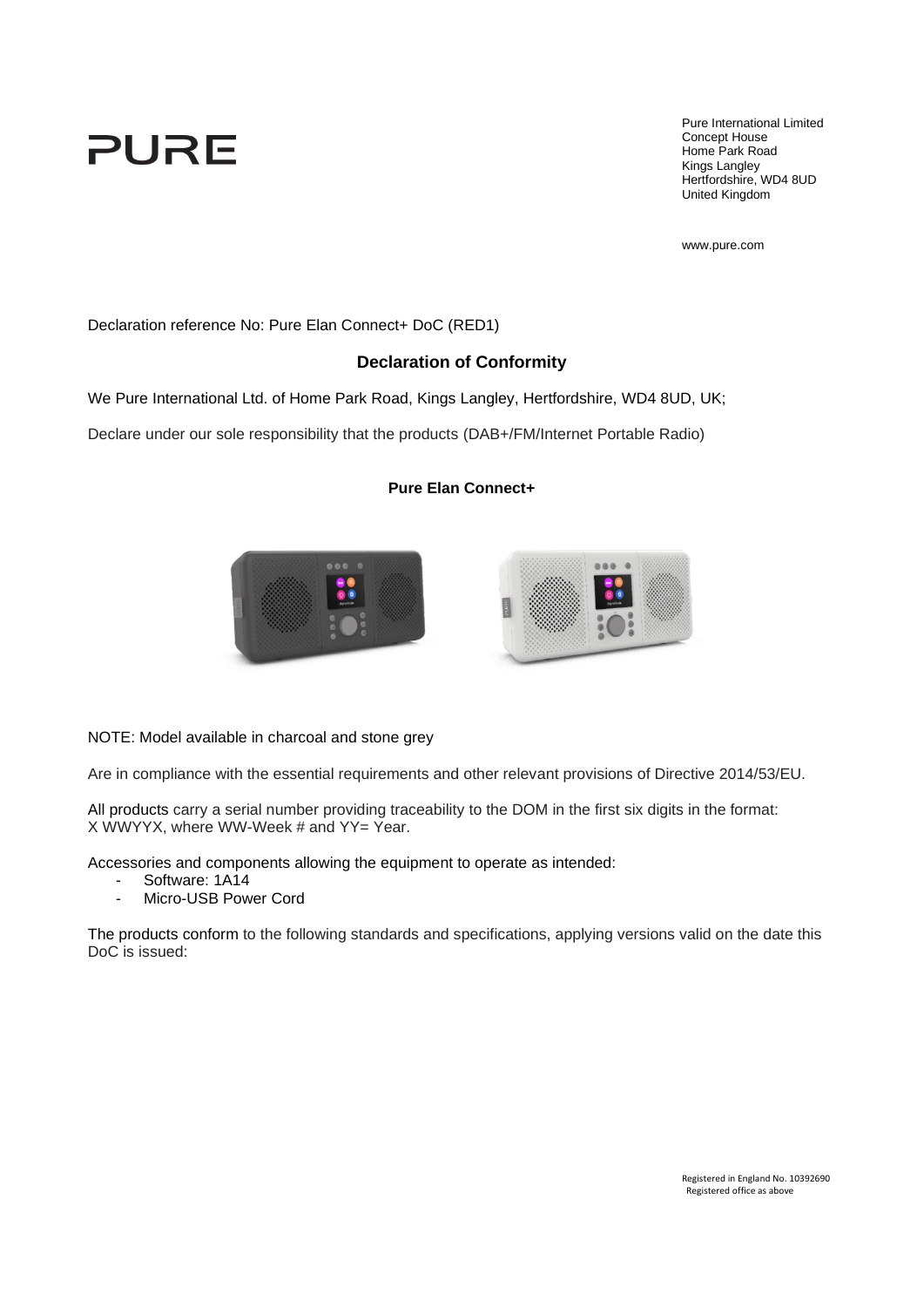PURE

Pure International Limited
Concept House
Home Park Road
Kings Langley
Hertfordshire, WD4 8UD
United Kingdom

www.pure.com

Declaration reference No: Pure Elan Connect+ DoC (RED1)

## Declaration of Conformity

We Pure International Ltd. of Home Park Road, Kings Langley, Hertfordshire, WD4 8UD, UK;

Declare under our sole responsibility that the products (DAB+/FM/Internet Portable Radio)

**Pure Elan Connect+**

NOTE: Model available in charcoal and stone grey

Are in compliance with the essential requirements and other relevant provisions of Directive 2014/53/EU.

All products carry a serial number providing traceability to the DOM in the first six digits in the format:
X WWYYX, where WW-Week # and YY= Year.

Accessories and components allowing the equipment to operate as intended:

- Software: 1A14
- Micro-USB Power Cord

The products conform to the following standards and specifications, applying versions valid on the date this DoC is issued:

Registered in England No. 10392690
Registered office as above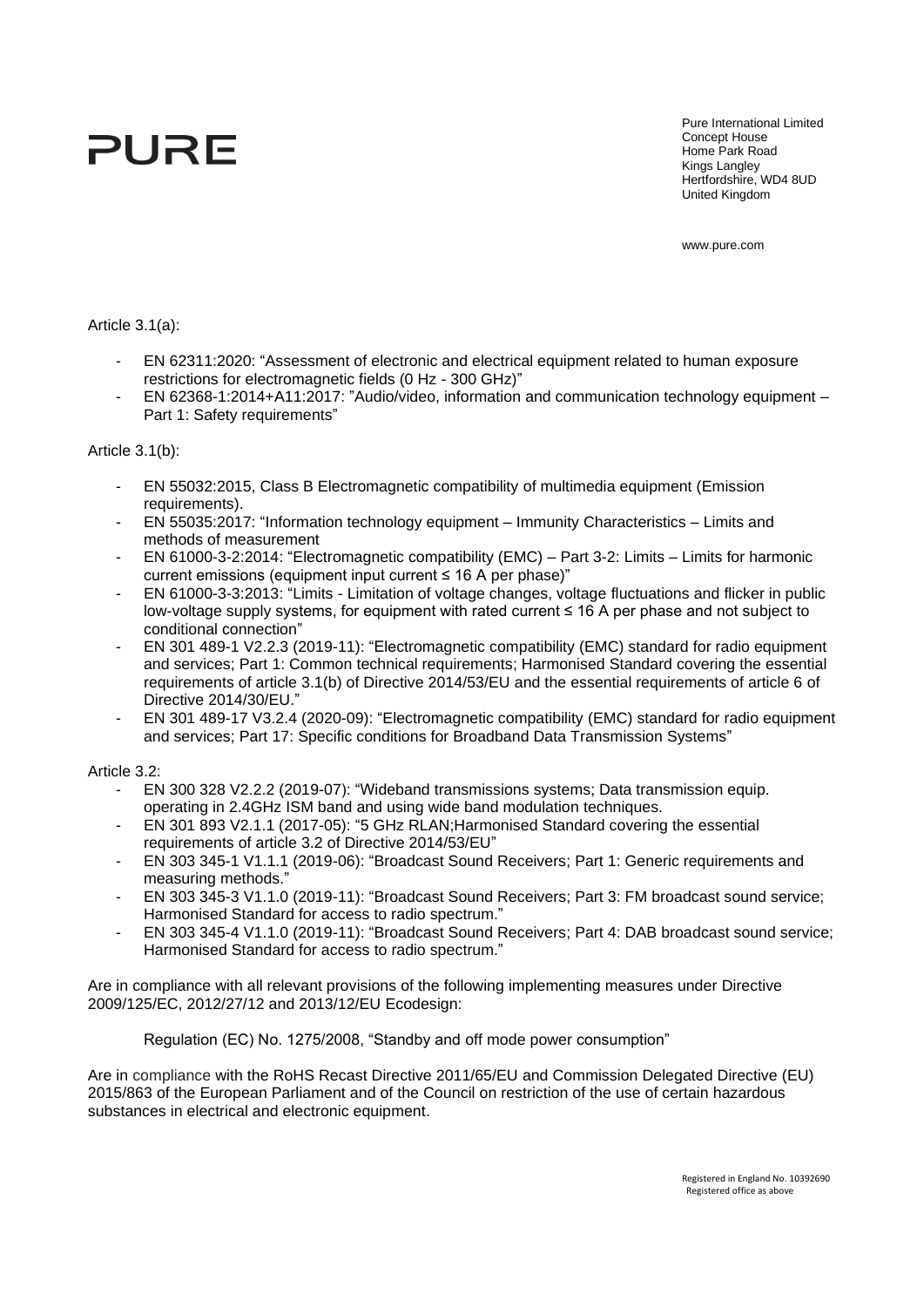PURE

Pure International Limited
Concept House
Home Park Road
Kings Langley
Hertfordshire, WD4 8UD
United Kingdom

www.pure.com

Article 3.1(a):

- EN 62311:2020: "Assessment of electronic and electrical equipment related to human exposure restrictions for electromagnetic fields (0 Hz - 300 GHz)"
- EN 62368-1:2014+A11:2017: "Audio/video, information and communication technology equipment – Part 1: Safety requirements"

Article 3.1(b):

- EN 55032:2015, Class B Electromagnetic compatibility of multimedia equipment (Emission requirements).
- EN 55035:2017: "Information technology equipment – Immunity Characteristics – Limits and methods of measurement
- EN 61000-3-2:2014: "Electromagnetic compatibility (EMC) – Part 3-2: Limits – Limits for harmonic current emissions (equipment input current ≤ 16 A per phase)"
- EN 61000-3-3:2013: "Limits - Limitation of voltage changes, voltage fluctuations and flicker in public low-voltage supply systems, for equipment with rated current ≤ 16 A per phase and not subject to conditional connection"
- EN 301 489-1 V2.2.3 (2019-11): "Electromagnetic compatibility (EMC) standard for radio equipment and services; Part 1: Common technical requirements; Harmonised Standard covering the essential requirements of article 3.1(b) of Directive 2014/53/EU and the essential requirements of article 6 of Directive 2014/30/EU."
- EN 301 489-17 V3.2.4 (2020-09): "Electromagnetic compatibility (EMC) standard for radio equipment and services; Part 17: Specific conditions for Broadband Data Transmission Systems"

Article 3.2:

- EN 300 328 V2.2.2 (2019-07): "Wideband transmissions systems; Data transmission equip. operating in 2.4GHz ISM band and using wide band modulation techniques.
- EN 301 893 V2.1.1 (2017-05): "5 GHz RLAN;Harmonised Standard covering the essential requirements of article 3.2 of Directive 2014/53/EU"
- EN 303 345-1 V1.1.1 (2019-06): "Broadcast Sound Receivers; Part 1: Generic requirements and measuring methods."
- EN 303 345-3 V1.1.0 (2019-11): "Broadcast Sound Receivers; Part 3: FM broadcast sound service; Harmonised Standard for access to radio spectrum."
- EN 303 345-4 V1.1.0 (2019-11): "Broadcast Sound Receivers; Part 4: DAB broadcast sound service; Harmonised Standard for access to radio spectrum."

Are in compliance with all relevant provisions of the following implementing measures under Directive 2009/125/EC, 2012/27/12 and 2013/12/EU Ecodesign:

Regulation (EC) No. 1275/2008, "Standby and off mode power consumption"

Are in compliance with the RoHS Recast Directive 2011/65/EU and Commission Delegated Directive (EU) 2015/863 of the European Parliament and of the Council on restriction of the use of certain hazardous substances in electrical and electronic equipment.

Registered in England No. 10392690
Registered office as above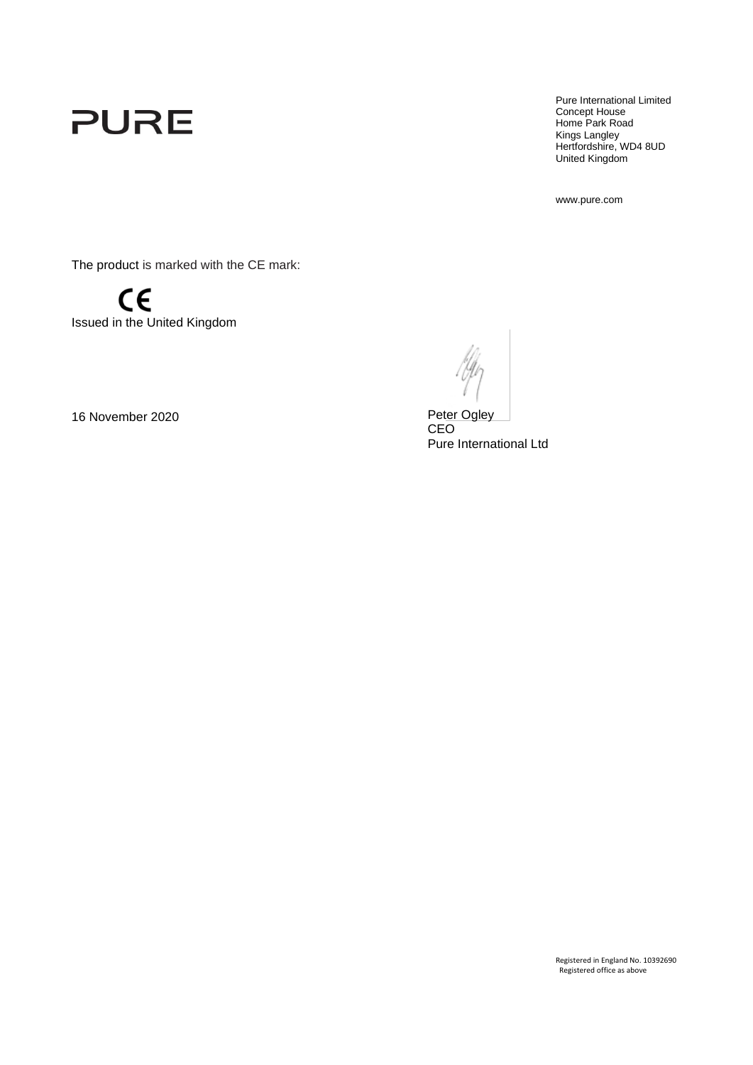PURE

Pure International Limited
Concept House
Home Park Road
Kings Langley
Hertfordshire, WD4 8UD
United Kingdom

www.pure.com

The product is marked with the CE mark:

CE

Issued in the United Kingdom

16 November 2020

Peter Ogley
CEO
Pure International Ltd

Registered in England No. 10392690
Registered office as above